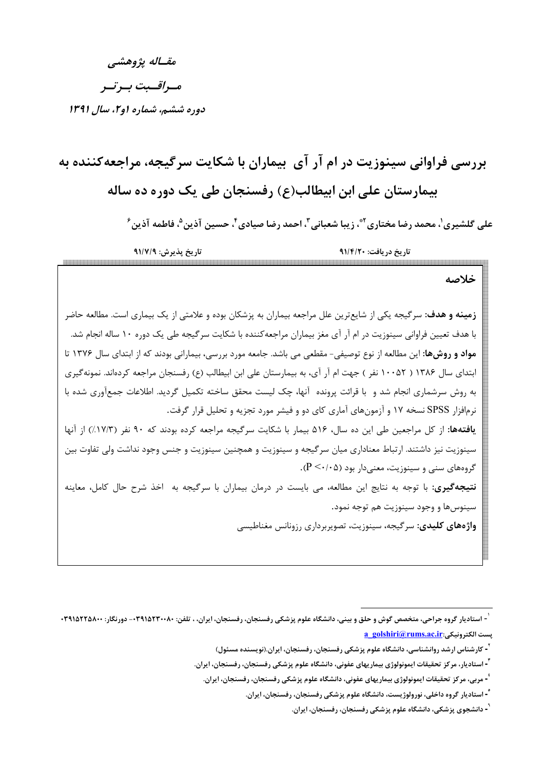*مقـاله پژوهشـی*

*مـراقـبت بـرتـر*

*دوره ششم، شماره ۱و۲، سال ۱۳۹۱*

# بررسی فراوانی سینوزیت در ام آر آی بیماران با شکایت سرگیجه، مراجعه‌کننده به بیمارستان علی ابن ابیطالب(ع) رفسنجان طی یک دوره ده ساله

**علی گلشیری[۱]، محمد رضا مختاری[۲]*، زیبا شعبانی[۳]، احمد رضا صیادی[۴]، حسین آذین[۵]، فاطمه آذین[۶]**

**تاریخ دریافت: ۹۱/۴/۲۰** &nbsp;&nbsp;&nbsp;&nbsp; **تاریخ پذیرش: ۹۱/۷/۹**

## خلاصه

**زمینه و هدف:** سرگیجه یکی از شایع‌ترین علل مراجعه بیماران به پزشکان بوده و علامتی از یک بیماری است. مطالعه حاضر با هدف تعیین فراوانی سینوزیت در ام آر آی مغز بیماران مراجعه‌کننده با شکایت سرگیجه طی یک دوره ۱۰ ساله انجام شد.

**مواد و روش‌ها:** این مطالعه از نوع توصیفی- مقطعی می باشد. جامعه مورد بررسی، بیمارانی بودند که از ابتدای سال ۱۳۷۶ تا ابتدای سال ۱۳۸۶ ( ۱۰۰۵۲ نفر ) جهت ام آر آی، به بیمارستان علی ابن ابیطالب (ع) رفسنجان مراجعه کرده‌اند. نمونه‌گیری به روش سرشماری انجام شد و با قرائت پرونده آنها، چک لیست محقق ساخته تکمیل گردید. اطلاعات جمع‌آوری شده با نرم‌افزار SPSS نسخه ۱۷ و آزمون‌های آماری کای دو و فیشر مورد تجزیه و تحلیل قرار گرفت.

**یافته‌ها:** از کل مراجعین طی این ده سال، ۵۱۶ بیمار با شکایت سرگیجه مراجعه کرده بودند که ۹۰ نفر (۱۷/۳٪) از آنها سینوزیت نیز داشتند. ارتباط معناداری میان سرگیجه و سینوزیت و همچنین سینوزیت و جنس وجود نداشت ولی تفاوت بین گروه‌های سنی و سینوزیت، معنی‌دار بود ($P < 0.05$).

**نتیجه‌گیری:** با توجه به نتایج این مطالعه، می بایست در درمان بیماران با سرگیجه به اخذ شرح حال کامل، معاینه سینوس‌ها و وجود سینوزیت هم توجه نمود.

**واژه‌های کلیدی:** سرگیجه، سینوزیت، تصویربرداری رزونانس مغناطیسی

---

[۱]- استادیار گروه جراحی، متخصص گوش و حلق و بینی، دانشگاه علوم پزشکی رفسنجان، رفسنجان، ایران، ، تلفن: ۰۳۹۱۵۲۳۰۰۸۰- دورنگار: ۰۳۹۱۵۲۲۵۸۰۰
پست الکترونیکی: a_golshiri@rums.ac.ir

[۲]- کارشناس ارشد روانشناسی، دانشگاه علوم پزشکی رفسنجان، رفسنجان، ایران.(نویسنده مسئول)

[۳]- استادیار، مرکز تحقیقات ایمونولوژی بیماریهای عفونی، دانشگاه علوم پزشکی رفسنجان، رفسنجان، ایران.

[۴]- مربی، مرکز تحقیقات ایمونولوژی بیماریهای عفونی، دانشگاه علوم پزشکی رفسنجان، رفسنجان، ایران.

[۵]- استادیار گروه داخلی، نورولوژیست، دانشگاه علوم پزشکی رفسنجان، رفسنجان، ایران.

[۶]- دانشجوی پزشکی، دانشگاه علوم پزشکی رفسنجان، رفسنجان، ایران.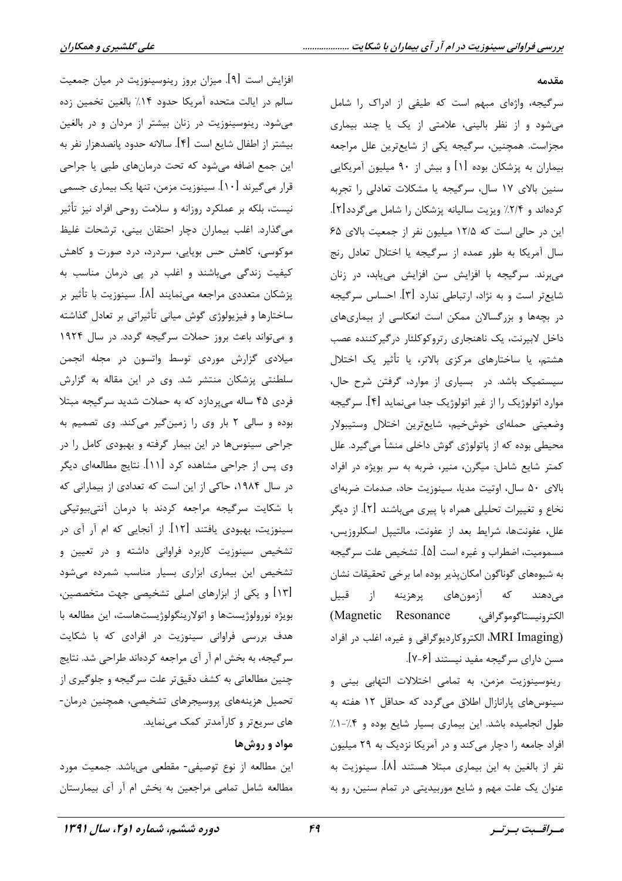## مقدمه

سرگیجه، واژه‌ای مبهم است که طیفی از ادراک را شامل می‌شود و از نظر بالینی، علامتی از یک یا چند بیماری مجزاست. همچنین، سرگیجه یکی از شایع‌ترین علل مراجعه بیماران به پزشکان بوده [۱] و بیش از ۹۰ میلیون آمریکایی سنین بالای ۱۷ سال، سرگیجه یا مشکلات تعادلی را تجربه کرده‌اند و ۲/۴٪ ویزیت سالیانه پزشکان را شامل می‌گردد[۲]. این در حالی است که ۱۲/۵ میلیون نفر از جمعیت بالای ۶۵ سال آمریکا به طور عمده از سرگیجه یا اختلال تعادل رنج می‌برند. سرگیجه با افزایش سن افزایش می‌یابد، در زنان شایع‌تر است و به نژاد، ارتباطی ندارد [۳]. احساس سرگیجه در بچه‌ها و بزرگسالان ممکن است انعکاسی از بیماری‌های داخل لابیرنت، یک ناهنجاری رتروکوکلئار درگیرکننده عصب هشتم، یا ساختارهای مرکزی بالاتر، یا تأثیر یک اختلال سیستمیک باشد. در بسیاری از موارد، گرفتن شرح حال، موارد اتولوژیک را از غیر اتولوژیک جدا می‌نماید [۴]. سرگیجه وضعیتی حمله‌ای خوش‌خیم، شایع‌ترین اختلال وستیبولار محیطی بوده که از پاتولوژی گوش داخلی منشأ می‌گیرد. علل کمتر شایع شامل: میگرن، منیر، ضربه به سر بویژه در افراد بالای ۵۰ سال، اوتیت مدیا، سینوزیت حاد، صدمات ضربه‌ای نخاع و تغییرات تحلیلی همراه با پیری می‌باشند [۲]. از دیگر علل، عفونت‌ها، شرایط بعد از عفونت، مالتیپل اسکلروزیس، مسمومیت، اضطراب و غیره است [۵]. تشخیص علت سرگیجه به شیوه‌های گوناگون امکان‌پذیر بوده اما برخی تحقیقات نشان می‌دهند که آزمون‌های پرهزینه از قبیل الکترونیستاگموگرافی، (Magnetic Resonance MRI Imaging)، الکتروکاردیوگرافی و غیره، اغلب در افراد مسن دارای سرگیجه مفید نیستند [۶-۷].

رینوسینوزیت مزمن، به تمامی اختلالات التهابی بینی و سینوس‌های پارانازال اطلاق می‌گردد که حداقل ۱۲ هفته به طول انجامیده باشد. این بیماری بسیار شایع بوده و ۴٪-۱٪ افراد جامعه را دچار می‌کند و در آمریکا نزدیک به ۲۹ میلیون نفر از بالغین به این بیماری مبتلا هستند [۸]. سینوزیت به عنوان یک علت مهم و شایع موربیدیتی در تمام سنین، رو به افزایش است [۹]. میزان بروز رینوسینوزیت در میان جمعیت سالم در ایالت متحده آمریکا حدود ۱۴٪ بالغین تخمین زده می‌شود. رینوسینوزیت در زنان بیشتر از مردان و در بالغین بیشتر از اطفال شایع است [۴]. سالانه حدود پانصدهزار نفر به این جمع اضافه می‌شود که تحت درمان‌های طبی یا جراحی قرار می‌گیرند [۱۰]. سینوزیت مزمن، تنها یک بیماری جسمی نیست، بلکه بر عملکرد روزانه و سلامت روحی افراد نیز تأثیر می‌گذارد. اغلب بیماران دچار احتقان بینی، ترشحات غلیظ موکوسی، کاهش حس بویایی، سردرد، درد صورت و کاهش کیفیت زندگی می‌باشند و اغلب در پی درمان مناسب به پزشکان متعددی مراجعه می‌نمایند [۸]. سینوزیت با تأثیر بر ساختارها و فیزیولوژی گوش میانی تأثیراتی بر تعادل گذاشته و می‌تواند باعث بروز حملات سرگیجه گردد. در سال ۱۹۲۴ میلادی گزارش موردی توسط واتسون در مجله انجمن سلطنتی پزشکان منتشر شد. وی در این مقاله به گزارش فردی ۴۵ ساله می‌پردازد که به حملات شدید سرگیجه مبتلا بوده و سالی ۲ بار وی را زمین‌گیر می‌کند. وی تصمیم به جراحی سینوس‌ها در این بیمار گرفته و بهبودی کامل را در وی پس از جراحی مشاهده کرد [۱۱]. نتایج مطالعه‌ای دیگر در سال ۱۹۸۴، حاکی از این است که تعدادی از بیمارانی که با شکایت سرگیجه مراجعه کردند با درمان آنتی‌بیوتیکی سینوزیت، بهبودی یافتند [۱۲]. از آنجایی که ام آر آی در تشخیص سینوزیت کاربرد فراوانی داشته و در تعیین و تشخیص این بیماری ابزاری بسیار مناسب شمرده می‌شود [۱۳] و یکی از ابزارهای اصلی تشخیصی جهت متخصصین، بویژه نورولوژیست‌ها و اتولارینگولوژیست‌هاست، این مطالعه با هدف بررسی فراوانی سینوزیت در افرادی که با شکایت سرگیجه، به بخش ام آر آی مراجعه کرده‌اند طراحی شد. نتایج چنین مطالعاتی به کشف دقیق‌تر علت سرگیجه و جلوگیری از تحمیل هزینه‌های پروسیجرهای تشخیصی، همچنین درمان‌های سریع‌تر و کارآمدتر کمک می‌نماید.

## مواد و روش‌ها

این مطالعه از نوع توصیفی- مقطعی می‌باشد. جمعیت مورد مطالعه شامل تمامی مراجعین به بخش ام آر آی بیمارستان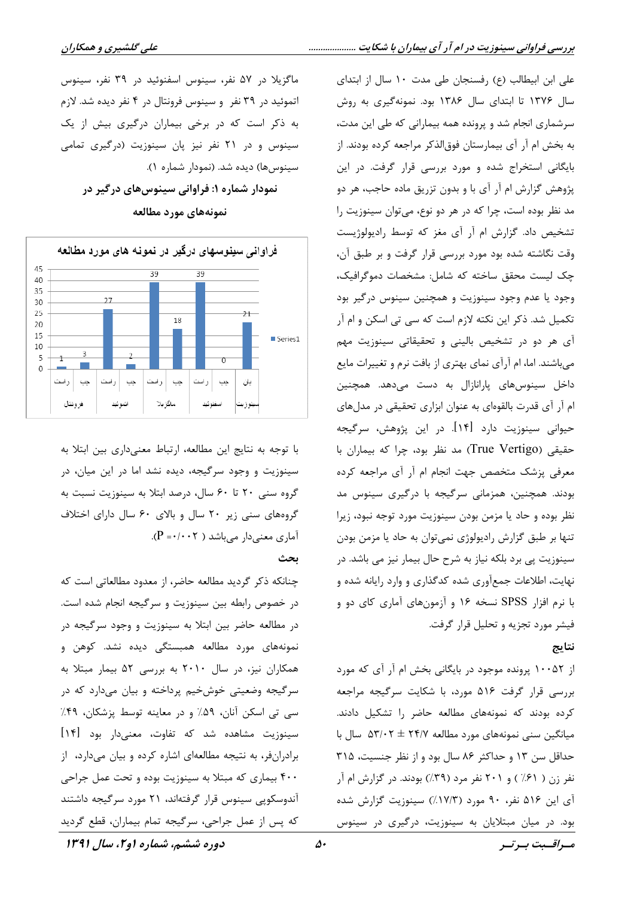علی ابن ابیطالب (ع) رفسنجان طی مدت ۱۰ سال از ابتدای سال ۱۳۷۶ تا ابتدای سال ۱۳۸۶ بود. نمونه‌گیری به روش سرشماری انجام شد و پرونده همه بیمارانی که طی این مدت، به بخش ام آر آی بیمارستان فوق‌الذکر مراجعه کرده بودند. از بایگانی استخراج شده و مورد بررسی قرار گرفت. در این پژوهش گزارش ام آر آی با و بدون تزریق ماده حاجب، هر دو مد نظر بوده است، چرا که در هر دو نوع، می‌توان سینوزیت را تشخیص داد. گزارش ام آر آی مغز که توسط رادیولوژیست وقت نگاشته شده بود مورد بررسی قرار گرفت و بر طبق آن، چک لیست محقق ساخته که شامل: مشخصات دموگرافیک، وجود یا عدم وجود سینوزیت و همچنین سینوس درگیر بود تکمیل شد. ذکر این نکته لازم است که سی تی اسکن و ام آر آی هر دو در تشخیص بالینی و تحقیقاتی سینوزیت مهم می‌باشند. اما، ام آرآی نمای بهتری از بافت نرم و تغییرات مایع داخل سینوس‌های پارانازال به دست می‌دهد. همچنین ام آر آی قدرت بالقوه‌ای به عنوان ابزاری تحقیقی در مدل‌های حیوانی سینوزیت دارد [۱۴]. در این پژوهش، سرگیجه حقیقی (True Vertigo) مد نظر بود، چرا که بیماران با معرفی پزشک متخصص جهت انجام ام آر آی مراجعه کرده بودند. همچنین، همزمانی سرگیجه با درگیری سینوس مد نظر بوده و حاد یا مزمن بودن سینوزیت مورد توجه نبود، زیرا تنها بر طبق گزارش رادیولوژی نمی‌توان به حاد یا مزمن بودن سینوزیت پی برد بلکه نیاز به شرح حال بیمار نیز می باشد. در نهایت، اطلاعات جمع‌آوری شده کدگذاری و وارد رایانه شده و با نرم افزار SPSS نسخه ۱۶ و آزمون‌های آماری کای دو و فیشر مورد تجزیه و تحلیل قرار گرفت.

## نتایج

از ۱۰۰۵۲ پرونده موجود در بایگانی بخش ام آر آی که مورد بررسی قرار گرفت ۵۱۶ مورد، با شکایت سرگیجه مراجعه کرده بودند که نمونه‌های مطالعه حاضر را تشکیل دادند. میانگین سنی نمونه‌های مورد مطالعه ۲۴/۷ ± ۵۳/۰۲ سال با حداقل سن ۱۳ و حداکثر ۸۶ سال بود و از نظر جنسیت، ۳۱۵ نفر زن ( ۶۱٪ ) و ۲۰۱ نفر مرد (۳۹٪) بودند. در گزارش ام آر آی این ۵۱۶ نفر، ۹۰ مورد (۱۷/۳٪) سینوزیت گزارش شده بود. در میان مبتلایان به سینوزیت، درگیری در سینوس ماگزیلا در ۵۷ نفر، سینوس اسفنوئید در ۳۹ نفر، سینوس اتموئید در ۳۹ نفر و سینوس فرونتال در ۴ نفر دیده شد. لازم به ذکر است که در برخی بیماران درگیری بیش از یک سینوس و در ۲۱ نفر نیز پان سینوزیت (درگیری تمامی سینوس‌ها) دیده شد. (نمودار شماره ۱).

**نمودار شماره ۱: فراوانی سینوس‌های درگیر در نمونه‌های مورد مطالعه**

فراوانی سینوسهای درگیر در نمونه های مورد مطالعه

| سینوس | سمت | فراوانی (Series1) |
|---|---|---|
| فرونتال | راست | 1 |
| فرونتال | چپ | 3 |
| اتموئید | راست | 27 |
| اتموئید | چپ | 2 |
| ماگزیلا | راست | 39 |
| ماگزیلا | چپ | 18 |
| اسفنوئید | راست | 39 |
| اسفنوئید | چپ | 0 |
| سینوزیت | پان | 21 |

با توجه به نتایج این مطالعه، ارتباط معنی‌داری بین ابتلا به سینوزیت و وجود سرگیجه، دیده نشد اما در این میان، در گروه سنی ۲۰ تا ۶۰ سال، درصد ابتلا به سینوزیت نسبت به گروه‌های سنی زیر ۲۰ سال و بالای ۶۰ سال دارای اختلاف آماری معنی‌دار می‌باشد ( $P = ۰/۰۰۲$ ).

## بحث

چنانکه ذکر گردید مطالعه حاضر، از معدود مطالعاتی است که در خصوص رابطه بین سینوزیت و سرگیجه انجام شده است. در مطالعه حاضر بین ابتلا به سینوزیت و وجود سرگیجه در نمونه‌های مورد مطالعه همبستگی دیده نشد. کوهن و همکاران نیز، در سال ۲۰۱۰ به بررسی ۵۲ بیمار مبتلا به سرگیجه وضعیتی خوش‌خیم پرداخته و بیان می‌دارد که در سی تی اسکن آنان، ۵۹٪ و در معاینه توسط پزشکان، ۴۹٪ سینوزیت مشاهده شد که تفاوت، معنی‌دار بود [۱۴] برادران‌فر، به نتیجه مطالعه‌ای اشاره کرده و بیان می‌دارد، از ۴۰۰ بیماری که مبتلا به سینوزیت بوده و تحت عمل جراحی آندوسکوپی سینوس قرار گرفته‌اند، ۲۱ مورد سرگیجه داشتند که پس از عمل جراحی، سرگیجه تمام بیماران، قطع گردید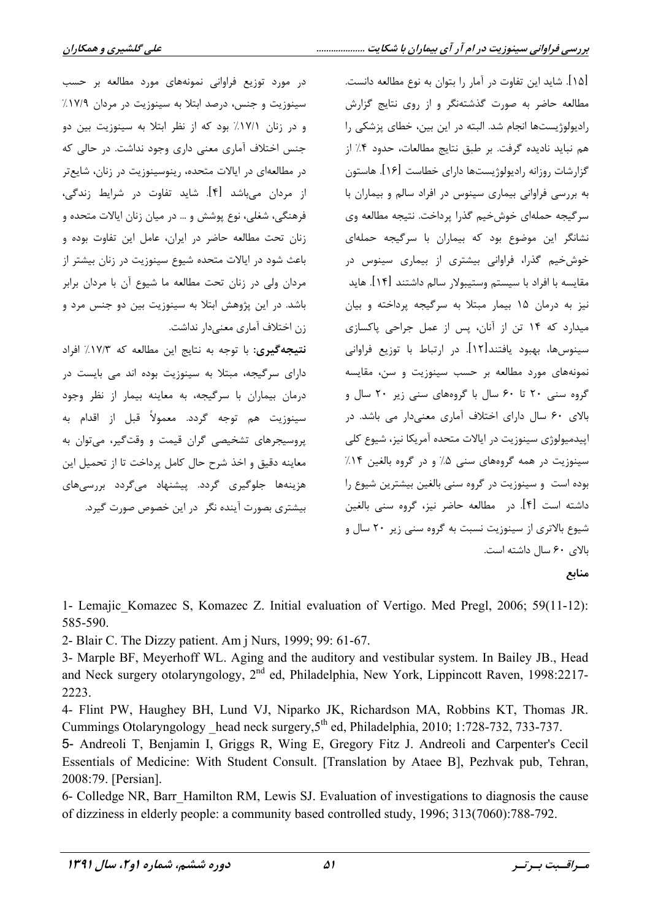[۱۵]. شاید این تفاوت در آمار را بتوان به نوع مطالعه دانست. مطالعه حاضر به صورت گذشته‌نگر و از روی نتایج گزارش رادیولوژیست‌ها انجام شد. البته در این بین، خطای پزشکی را هم نباید نادیده گرفت. بر طبق نتایج مطالعات، حدود ۴٪ از گزارشات روزانه رادیولوژیست‌ها دارای خطاست [۱۶]. هاستون به بررسی فراوانی بیماری سینوس در افراد سالم و بیماران با سرگیجه حمله‌ای خوش‌خیم گذرا پرداخت. نتیجه مطالعه وی نشانگر این موضوع بود که بیماران با سرگیجه حمله‌ای خوش‌خیم گذرا، فراوانی بیشتری از بیماری سینوس در مقایسه با افراد با سیستم وستیبولار سالم داشتند [۱۴]. هاید نیز به درمان ۱۵ بیمار مبتلا به سرگیجه پرداخته و بیان میدارد که ۱۴ تن از آنان، پس از عمل جراحی پاکسازی سینوس‌ها، بهبود یافتند[۱۲]. در ارتباط با توزیع فراوانی نمونه‌های مورد مطالعه بر حسب سینوزیت و سن، مقایسه گروه سنی ۲۰ تا ۶۰ سال با گروه‌های سنی زیر ۲۰ سال و بالای ۶۰ سال دارای اختلاف آماری معنی‌دار می باشد. در اپیدمیولوژی سینوزیت در ایالات متحده آمریکا نیز، شیوع کلی سینوزیت در همه گروه‌های سنی ۵٪ و در گروه بالغین ۱۴٪ بوده است و سینوزیت در گروه سنی بالغین بیشترین شیوع را داشته است [۴]. در مطالعه حاضر نیز، گروه سنی بالغین شیوع بالاتری از سینوزیت نسبت به گروه سنی زیر ۲۰ سال و بالای ۶۰ سال داشته است.

در مورد توزیع فراوانی نمونه‌های مورد مطالعه بر حسب سینوزیت و جنس، درصد ابتلا به سینوزیت در مردان ۱۷/۹٪ و در زنان ۱۷/۱٪ بود که از نظر ابتلا به سینوزیت بین دو جنس اختلاف آماری معنی داری وجود نداشت. در حالی که در مطالعه‌ای در ایالات متحده، رینوسینوزیت در زنان، شایع‌تر از مردان می‌باشد [۴]. شاید تفاوت در شرایط زندگی، فرهنگی، شغلی، نوع پوشش و ... در میان زنان ایالات متحده و زنان تحت مطالعه حاضر در ایران، عامل این تفاوت بوده و باعث شود در ایالات متحده شیوع سینوزیت در زنان بیشتر از مردان ولی در زنان تحت مطالعه ما شیوع آن با مردان برابر باشد. در این پژوهش ابتلا به سینوزیت بین دو جنس مرد و زن اختلاف آماری معنی‌دار نداشت.

**نتیجه‌گیری:** با توجه به نتایج این مطالعه که ۱۷/۳٪ افراد دارای سرگیجه، مبتلا به سینوزیت بوده اند می بایست در درمان بیماران با سرگیجه، به معاینه بیمار از نظر وجود سینوزیت هم توجه گردد. معمولاً قبل از اقدام به پروسیجرهای تشخیصی گران قیمت و وقت‌گیر، می‌توان به معاینه دقیق و اخذ شرح حال کامل پرداخت تا از تحمیل این هزینه‌ها جلوگیری گردد. پیشنهاد می‌گردد بررسی‌های بیشتری بصورت آینده نگر در این خصوص صورت گیرد.

## منابع

1- Lemajic_Komazec S, Komazec Z. Initial evaluation of Vertigo. Med Pregl, 2006; 59(11-12): 585-590.

2- Blair C. The Dizzy patient. Am j Nurs, 1999; 99: 61-67.

3- Marple BF, Meyerhoff WL. Aging and the auditory and vestibular system. In Bailey JB., Head and Neck surgery otolaryngology, 2nd ed, Philadelphia, New York, Lippincott Raven, 1998:2217-2223.

4- Flint PW, Haughey BH, Lund VJ, Niparko JK, Richardson MA, Robbins KT, Thomas JR. Cummings Otolaryngology _head neck surgery,5th ed, Philadelphia, 2010; 1:728-732, 733-737.

5- Andreoli T, Benjamin I, Griggs R, Wing E, Gregory Fitz J. Andreoli and Carpenter's Cecil Essentials of Medicine: With Student Consult. [Translation by Ataee B], Pezhvak pub, Tehran, 2008:79. [Persian].

6- Colledge NR, Barr_Hamilton RM, Lewis SJ. Evaluation of investigations to diagnosis the cause of dizziness in elderly people: a community based controlled study, 1996; 313(7060):788-792.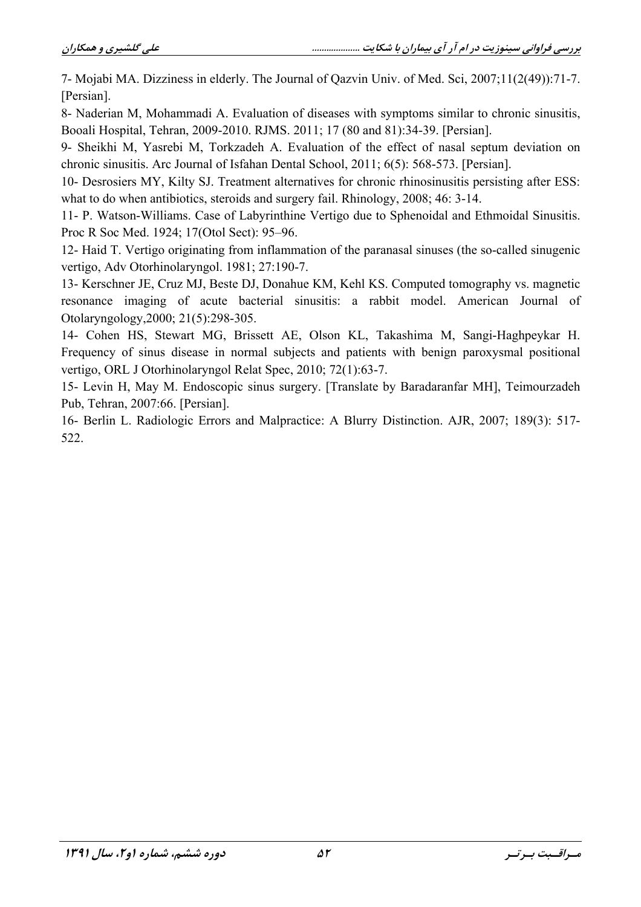7- Mojabi MA. Dizziness in elderly. The Journal of Qazvin Univ. of Med. Sci, 2007;11(2(49)):71-7. [Persian].

8- Naderian M, Mohammadi A. Evaluation of diseases with symptoms similar to chronic sinusitis, Booali Hospital, Tehran, 2009-2010. RJMS. 2011; 17 (80 and 81):34-39. [Persian].

9- Sheikhi M, Yasrebi M, Torkzadeh A. Evaluation of the effect of nasal septum deviation on chronic sinusitis. Arc Journal of Isfahan Dental School, 2011; 6(5): 568-573. [Persian].

10- Desrosiers MY, Kilty SJ. Treatment alternatives for chronic rhinosinusitis persisting after ESS: what to do when antibiotics, steroids and surgery fail. Rhinology, 2008; 46: 3-14.

11- P. Watson-Williams. Case of Labyrinthine Vertigo due to Sphenoidal and Ethmoidal Sinusitis. Proc R Soc Med. 1924; 17(Otol Sect): 95–96.

12- Haid T. Vertigo originating from inflammation of the paranasal sinuses (the so-called sinugenic vertigo, Adv Otorhinolaryngol. 1981; 27:190-7.

13- Kerschner JE, Cruz MJ, Beste DJ, Donahue KM, Kehl KS. Computed tomography vs. magnetic resonance imaging of acute bacterial sinusitis: a rabbit model. American Journal of Otolaryngology,2000; 21(5):298-305.

14- Cohen HS, Stewart MG, Brissett AE, Olson KL, Takashima M, Sangi-Haghpeykar H. Frequency of sinus disease in normal subjects and patients with benign paroxysmal positional vertigo, ORL J Otorhinolaryngol Relat Spec, 2010; 72(1):63-7.

15- Levin H, May M. Endoscopic sinus surgery. [Translate by Baradaranfar MH], Teimourzadeh Pub, Tehran, 2007:66. [Persian].

16- Berlin L. Radiologic Errors and Malpractice: A Blurry Distinction. AJR, 2007; 189(3): 517-522.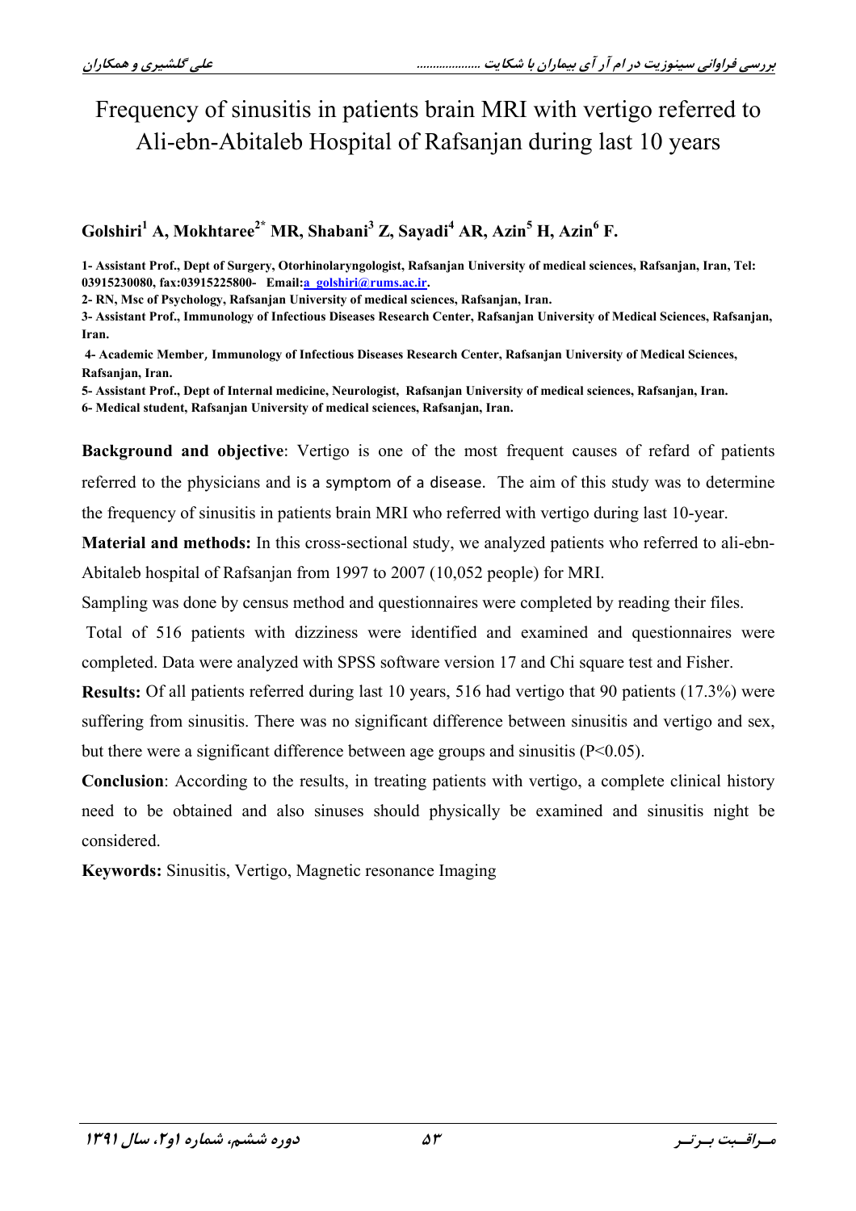# Frequency of sinusitis in patients brain MRI with vertigo referred to Ali-ebn-Abitaleb Hospital of Rafsanjan during last 10 years

**Golshiri[1] A, Mokhtaree[2*] MR, Shabani[3] Z, Sayadi[4] AR, Azin[5] H, Azin[6] F.**

**1- Assistant Prof., Dept of Surgery, Otorhinolaryngologist, Rafsanjan University of medical sciences, Rafsanjan, Iran, Tel: 03915230080, fax:03915225800- Email:a_golshiri@rums.ac.ir.**

**2- RN, Msc of Psychology, Rafsanjan University of medical sciences, Rafsanjan, Iran.**

**3- Assistant Prof., Immunology of Infectious Diseases Research Center, Rafsanjan University of Medical Sciences, Rafsanjan, Iran.**

**4- Academic Member, Immunology of Infectious Diseases Research Center, Rafsanjan University of Medical Sciences, Rafsanjan, Iran.**

**5- Assistant Prof., Dept of Internal medicine, Neurologist, Rafsanjan University of medical sciences, Rafsanjan, Iran.**

**6- Medical student, Rafsanjan University of medical sciences, Rafsanjan, Iran.**

**Background and objective**: Vertigo is one of the most frequent causes of refard of patients referred to the physicians and is a symptom of a disease. The aim of this study was to determine the frequency of sinusitis in patients brain MRI who referred with vertigo during last 10-year.

**Material and methods:** In this cross-sectional study, we analyzed patients who referred to ali-ebn-Abitaleb hospital of Rafsanjan from 1997 to 2007 (10,052 people) for MRI.

Sampling was done by census method and questionnaires were completed by reading their files.

Total of 516 patients with dizziness were identified and examined and questionnaires were completed. Data were analyzed with SPSS software version 17 and Chi square test and Fisher.

**Results:** Of all patients referred during last 10 years, 516 had vertigo that 90 patients (17.3%) were suffering from sinusitis. There was no significant difference between sinusitis and vertigo and sex, but there were a significant difference between age groups and sinusitis ($P<0.05$).

**Conclusion**: According to the results, in treating patients with vertigo, a complete clinical history need to be obtained and also sinuses should physically be examined and sinusitis night be considered.

**Keywords:** Sinusitis, Vertigo, Magnetic resonance Imaging